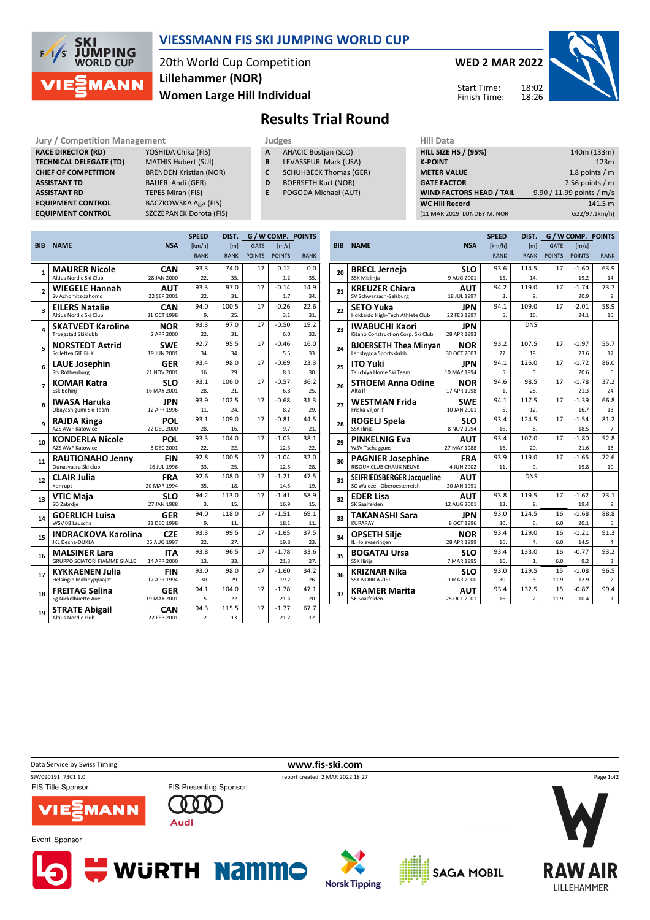# VIESSMANN FIS SKI JUMPING WORLD CUP

20th World Cup Competition
**Lillehammer (NOR)**
**Women Large Hill Individual**

**WED 2 MAR 2022**

Start Time: 18:02
Finish Time: 18:26

## Results Trial Round

| Jury / Competition Management | |
|---|---|
| RACE DIRECTOR (RD) | YOSHIDA Chika (FIS) |
| TECHNICAL DELEGATE (TD) | MATHIS Hubert (SUI) |
| CHIEF OF COMPETITION | BRENDEN Kristian (NOR) |
| ASSISTANT TD | BAUER Andi (GER) |
| ASSISTANT RD | TEPES Miran (FIS) |
| EQUIPMENT CONTROL | BACZKOWSKA Aga (FIS) |
| EQUIPMENT CONTROL | SZCZEPANEK Dorota (FIS) |

| Judges | |
|---|---|
| A | AHACIC Bostjan (SLO) |
| B | LEVASSEUR Mark (USA) |
| C | SCHUHBECK Thomas (GER) |
| D | BOERSETH Kurt (NOR) |
| E | POGODA Michael (AUT) |

| Hill Data | |
|---|---|
| HILL SIZE HS / (95%) | 140m (133m) |
| K-POINT | 123m |
| METER VALUE | 1.8 points / m |
| GATE FACTOR | 7.56 points / m |
| WIND FACTORS HEAD / TAIL | 9.90 / 11.99 points / m/s |
| WC Hill Record | 141.5 m |
| (11 MAR 2019 LUNDBY M. NOR | G22/97.1km/h) |

| BIB | NAME | NSA | SPEED [km/h] | DIST. [m] | G / W COMP. GATE | [m/s] | POINTS |
|---|---|---|---|---|---|---|---|
| | Club | Date of birth | RANK | RANK | POINTS | POINTS | RANK |
| 1 | MAURER Nicole | CAN | 93.3 | 74.0 | 17 | 0.12 | 0.0 |
| | Altius Nordic Ski Club | 28 JAN 2000 | 22. | 35. | | -1.2 | 35. |
| 2 | WIEGELE Hannah | AUT | 93.3 | 97.0 | 17 | -0.14 | 14.9 |
| | Sv Achomitz-zahomc | 22 SEP 2001 | 22. | 31. | | 1.7 | 34. |
| 3 | EILERS Natalie | CAN | 94.0 | 100.5 | 17 | -0.26 | 22.6 |
| | Altius Nordic Ski Club | 31 OCT 1998 | 9. | 25. | | 3.1 | 31. |
| 4 | SKATVEDT Karoline | NOR | 93.3 | 97.0 | 17 | -0.50 | 19.2 |
| | Troegstad Skiklubb | 2 APR 2000 | 22. | 31. | | 6.0 | 32. |
| 5 | NORSTEDT Astrid | SWE | 92.7 | 95.5 | 17 | -0.46 | 16.0 |
| | Solleftea GIF BHK | 19 JUN 2001 | 34. | 34. | | 5.5 | 33. |
| 6 | LAUE Josephin | GER | 93.4 | 98.0 | 17 | -0.69 | 23.3 |
| | Sfv Rothenburg | 21 NOV 2001 | 16. | 29. | | 8.3 | 30. |
| 7 | KOMAR Katra | SLO | 93.1 | 106.0 | 17 | -0.57 | 36.2 |
| | Ssk Bohinj | 16 MAY 2001 | 28. | 21. | | 6.8 | 25. |
| 8 | IWASA Haruka | JPN | 93.9 | 102.5 | 17 | -0.68 | 31.3 |
| | Obayashigumi Ski Team | 12 APR 1996 | 11. | 24. | | 8.2 | 29. |
| 9 | RAJDA Kinga | POL | 93.1 | 109.0 | 17 | -0.81 | 44.5 |
| | AZS AWF Katowice | 22 DEC 2000 | 28. | 16. | | 9.7 | 21. |
| 10 | KONDERLA Nicole | POL | 93.3 | 104.0 | 17 | -1.03 | 38.1 |
| | AZS AWF Katowice | 8 DEC 2001 | 22. | 22. | | 12.3 | 22. |
| 11 | RAUTIONAHO Jenny | FIN | 92.8 | 100.5 | 17 | -1.04 | 32.0 |
| | Ounasvaara Ski club | 26 JUL 1996 | 33. | 25. | | 12.5 | 28. |
| 12 | CLAIR Julia | FRA | 92.6 | 108.0 | 17 | -1.21 | 47.5 |
| | Xonrupt | 20 MAR 1994 | 35. | 18. | | 14.5 | 19. |
| 13 | VTIC Maja | SLO | 94.2 | 113.0 | 17 | -1.41 | 58.9 |
| | SD Zabrdje | 27 JAN 1988 | 3. | 15. | | 16.9 | 15. |
| 14 | GOERLICH Luisa | GER | 94.0 | 118.0 | 17 | -1.51 | 69.1 |
| | WSV 08 Lauscha | 21 DEC 1998 | 9. | 11. | | 18.1 | 11. |
| 15 | INDRACKOVA Karolina | CZE | 93.3 | 99.5 | 17 | -1.65 | 37.5 |
| | JKL Desna-DUKLA | 26 AUG 1997 | 22. | 27. | | 19.8 | 23. |
| 16 | MALSINER Lara | ITA | 93.8 | 96.5 | 17 | -1.78 | 33.6 |
| | GRUPPO SCIATORI FIAMME GIALLE | 14 APR 2000 | 13. | 33. | | 21.3 | 27. |
| 17 | KYKKAENEN Julia | FIN | 93.0 | 98.0 | 17 | -1.60 | 34.2 |
| | Helsingin Makihyppaajat | 17 APR 1994 | 30. | 29. | | 19.2 | 26. |
| 18 | FREITAG Selina | GER | 94.1 | 104.0 | 17 | -1.78 | 47.1 |
| | Sg Nickelhuette Aue | 19 MAY 2001 | 5. | 22. | | 21.3 | 20. |
| 19 | STRATE Abigail | CAN | 94.3 | 115.5 | 17 | -1.77 | 67.7 |
| | Altius Nordic club | 22 FEB 2001 | 2. | 13. | | 21.2 | 12. |
| 20 | BRECL Jerneja | SLO | 93.6 | 114.5 | 17 | -1.60 | 63.9 |
| | SSK Mislinja | 9 AUG 2001 | 15. | 14. | | 19.2 | 14. |
| 21 | KREUZER Chiara | AUT | 94.2 | 119.0 | 17 | -1.74 | 73.7 |
| | SV Schwarzach-Salzburg | 18 JUL 1997 | 3. | 9. | | 20.9 | 8. |
| 22 | SETO Yuka | JPN | 94.1 | 109.0 | 17 | -2.01 | 58.9 |
| | Hokkaido High-Tech Athlete Club | 22 FEB 1997 | 5. | 16. | | 24.1 | 15. |
| 23 | IWABUCHI Kaori | JPN | | DNS | | | |
| | Kitano Construction Corp. Ski Club | 28 APR 1993 | | | | | |
| 24 | BJOERSETH Thea Minyan | NOR | 93.2 | 107.5 | 17 | -1.97 | 55.7 |
| | Lensbygda Sportsklubb | 30 OCT 2003 | 27. | 19. | | 23.6 | 17. |
| 25 | ITO Yuki | JPN | 94.1 | 126.0 | 17 | -1.72 | 86.0 |
| | Tsuchiya Home Ski Team | 10 MAY 1994 | 5. | 5. | | 20.6 | 6. |
| 26 | STROEM Anna Odine | NOR | 94.6 | 98.5 | 17 | -1.78 | 37.2 |
| | Alta If | 17 APR 1998 | 1. | 28. | | 21.3 | 24. |
| 27 | WESTMAN Frida | SWE | 94.1 | 117.5 | 17 | -1.39 | 66.8 |
| | Friska Viljor if | 10 JAN 2001 | 5. | 12. | | 16.7 | 13. |
| 28 | ROGELJ Spela | SLO | 93.4 | 124.5 | 17 | -1.54 | 81.2 |
| | SSK Ilirija | 8 NOV 1994 | 16. | 6. | | 18.5 | 7. |
| 29 | PINKELNIG Eva | AUT | 93.4 | 107.0 | 17 | -1.80 | 52.8 |
| | WSV Tschagguns | 27 MAY 1988 | 16. | 20. | | 21.6 | 18. |
| 30 | PAGNIER Josephine | FRA | 93.9 | 119.0 | 17 | -1.65 | 72.6 |
| | RISOUX CLUB CHAUX NEUVE | 4 JUN 2002 | 11. | 9. | | 19.8 | 10. |
| 31 | SEIFRIEDSBERGER Jacqueline | AUT | | DNS | | | |
| | SC Waldzell-Oberoesterreich | 20 JAN 1991 | | | | | |
| 32 | EDER Lisa | AUT | 93.8 | 119.5 | 17 | -1.62 | 73.1 |
| | SK Saalfelden | 12 AUG 2001 | 13. | 8. | | 19.4 | 9. |
| 33 | TAKANASHI Sara | JPN | 93.0 | 124.5 | 16 | -1.68 | 88.8 |
| | KURARAY | 8 OCT 1996 | 30. | 6. | 6.0 | 20.1 | 5. |
| 34 | OPSETH Silje | NOR | 93.4 | 129.0 | 16 | -1.21 | 91.3 |
| | IL Holevaeringen | 28 APR 1999 | 16. | 4. | 6.0 | 14.5 | 4. |
| 35 | BOGATAJ Ursa | SLO | 93.4 | 133.0 | 16 | -0.77 | 93.2 |
| | SSK Ilirija | 7 MAR 1995 | 16. | 1. | 6.0 | 9.2 | 3. |
| 36 | KRIZNAR Nika | SLO | 93.0 | 129.5 | 15 | -1.08 | 96.5 |
| | SSK NORICA ZIRI | 9 MAR 2000 | 30. | 3. | 11.9 | 12.9 | 2. |
| 37 | KRAMER Marita | AUT | 93.4 | 132.5 | 15 | -0.87 | 99.4 |
| | SK Saalfelden | 25 OCT 2001 | 16. | 2. | 11.9 | 10.4 | 1. |

Data Service by Swiss Timing — www.fis-ski.com

SJW090191_73C1 1.0 — report created 2 MAR 2022 18:27

FIS Title Sponsor: VIESSMANN — FIS Presenting Sponsor: Audi

Event Sponsor: WÜRTH, Nammo, Norsk Tipping, SAGA MOBIL, RAW AIR LILLEHAMMER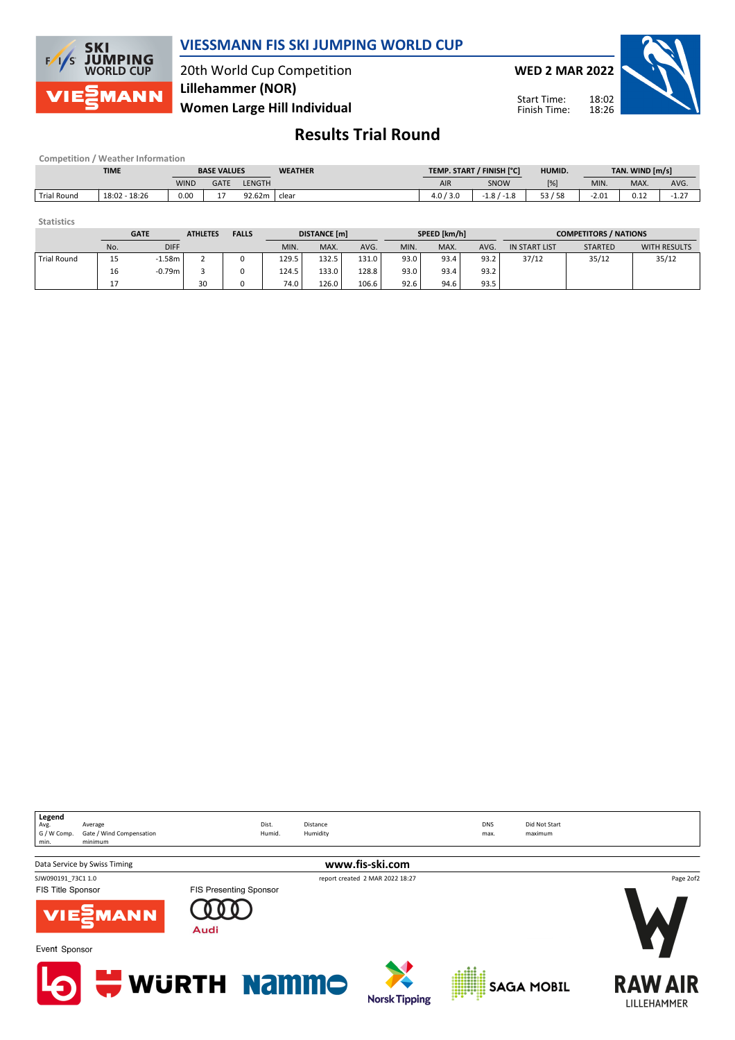# VIESSMANN FIS SKI JUMPING WORLD CUP

20th World Cup Competition
**Lillehammer (NOR)**
**Women Large Hill Individual**

**WED 2 MAR 2022**

Start Time: 18:02
Finish Time: 18:26

## Results Trial Round

Competition / Weather Information

| | TIME | BASE VALUES | | | WEATHER | TEMP. START / FINISH [°C] | | HUMID. | TAN. WIND [m/s] | | |
|---|---|---|---|---|---|---|---|---|---|---|---|
| | | WIND | GATE | LENGTH | | AIR | SNOW | [%] | MIN. | MAX. | AVG. |
| Trial Round | 18:02 - 18:26 | 0.00 | 17 | 92.62m | clear | 4.0 / 3.0 | -1.8 / -1.8 | 53 / 58 | -2.01 | 0.12 | -1.27 |

Statistics

| | GATE | | ATHLETES | FALLS | DISTANCE [m] | | | SPEED [km/h] | | | COMPETITORS / NATIONS | | |
|---|---|---|---|---|---|---|---|---|---|---|---|---|---|
| | No. | DIFF | | | MIN. | MAX. | AVG. | MIN. | MAX. | AVG. | IN START LIST | STARTED | WITH RESULTS |
| Trial Round | 15 | -1.58m | 2 | 0 | 129.5 | 132.5 | 131.0 | 93.0 | 93.4 | 93.2 | 37/12 | 35/12 | 35/12 |
| | 16 | -0.79m | 3 | 0 | 124.5 | 133.0 | 128.8 | 93.0 | 93.4 | 93.2 | | | |
| | 17 | | 30 | 0 | 74.0 | 126.0 | 106.6 | 92.6 | 94.6 | 93.5 | | | |

| Legend | | | | | |
|---|---|---|---|---|---|
| Avg. | Average | Dist. | Distance | DNS | Did Not Start |
| G / W Comp. | Gate / Wind Compensation | Humid. | Humidity | max. | maximum |
| min. | minimum | | | | |

Data Service by Swiss Timing

www.fis-ski.com

SJW090191_73C1 1.0

report created 2 MAR 2022 18:27

FIS Title Sponsor

FIS Presenting Sponsor

Event Sponsor